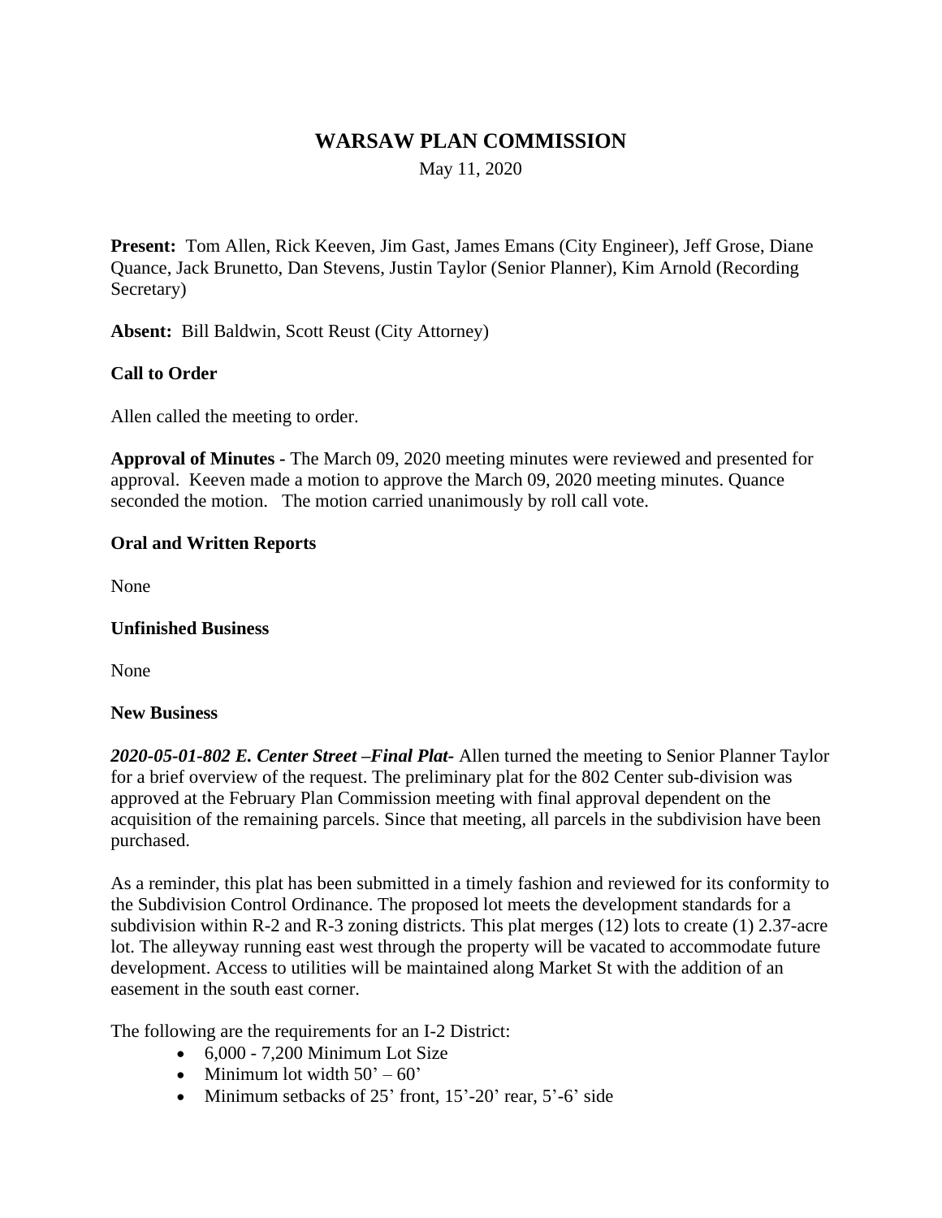# WARSAW PLAN COMMISSION

May 11, 2020

**Present:** Tom Allen, Rick Keeven, Jim Gast, James Emans (City Engineer), Jeff Grose, Diane Quance, Jack Brunetto, Dan Stevens, Justin Taylor (Senior Planner), Kim Arnold (Recording Secretary)

**Absent:** Bill Baldwin, Scott Reust (City Attorney)

**Call to Order**

Allen called the meeting to order.

**Approval of Minutes -** The March 09, 2020 meeting minutes were reviewed and presented for approval. Keeven made a motion to approve the March 09, 2020 meeting minutes. Quance seconded the motion. The motion carried unanimously by roll call vote.

**Oral and Written Reports**

None

**Unfinished Business**

None

**New Business**

***2020-05-01-802 E. Center Street –Final Plat-*** Allen turned the meeting to Senior Planner Taylor for a brief overview of the request. The preliminary plat for the 802 Center sub-division was approved at the February Plan Commission meeting with final approval dependent on the acquisition of the remaining parcels. Since that meeting, all parcels in the subdivision have been purchased.

As a reminder, this plat has been submitted in a timely fashion and reviewed for its conformity to the Subdivision Control Ordinance. The proposed lot meets the development standards for a subdivision within R-2 and R-3 zoning districts. This plat merges (12) lots to create (1) 2.37-acre lot. The alleyway running east west through the property will be vacated to accommodate future development. Access to utilities will be maintained along Market St with the addition of an easement in the south east corner.

The following are the requirements for an I-2 District:

- 6,000 - 7,200 Minimum Lot Size
- Minimum lot width 50' – 60'
- Minimum setbacks of 25' front, 15'-20' rear, 5'-6' side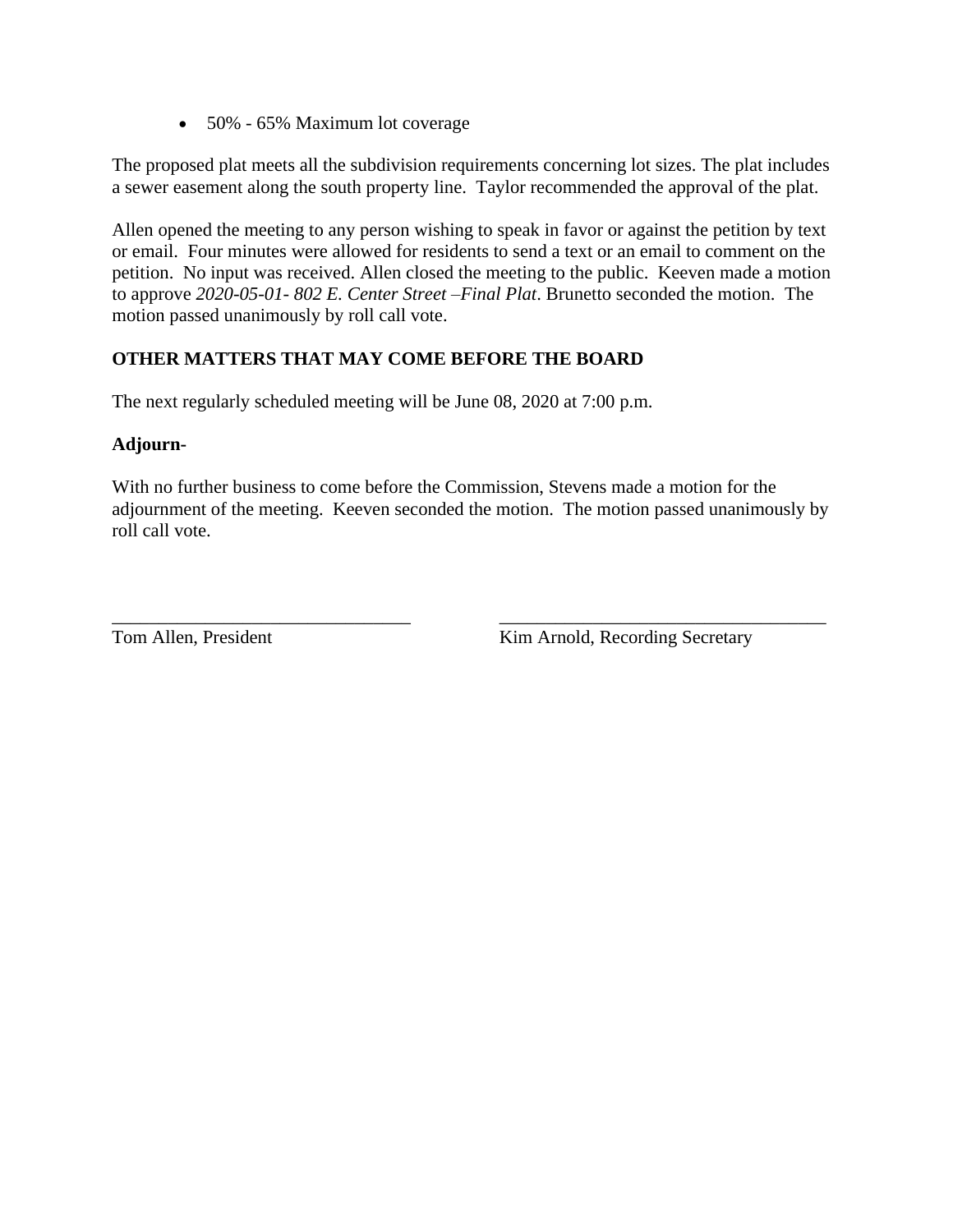- 50% - 65% Maximum lot coverage

The proposed plat meets all the subdivision requirements concerning lot sizes. The plat includes a sewer easement along the south property line. Taylor recommended the approval of the plat.

Allen opened the meeting to any person wishing to speak in favor or against the petition by text or email. Four minutes were allowed for residents to send a text or an email to comment on the petition. No input was received. Allen closed the meeting to the public. Keeven made a motion to approve *2020-05-01- 802 E. Center Street –Final Plat*. Brunetto seconded the motion. The motion passed unanimously by roll call vote.

**OTHER MATTERS THAT MAY COME BEFORE THE BOARD**

The next regularly scheduled meeting will be June 08, 2020 at 7:00 p.m.

**Adjourn-**

With no further business to come before the Commission, Stevens made a motion for the adjournment of the meeting. Keeven seconded the motion. The motion passed unanimously by roll call vote.

_______________________________ _________________________________

Tom Allen, President Kim Arnold, Recording Secretary